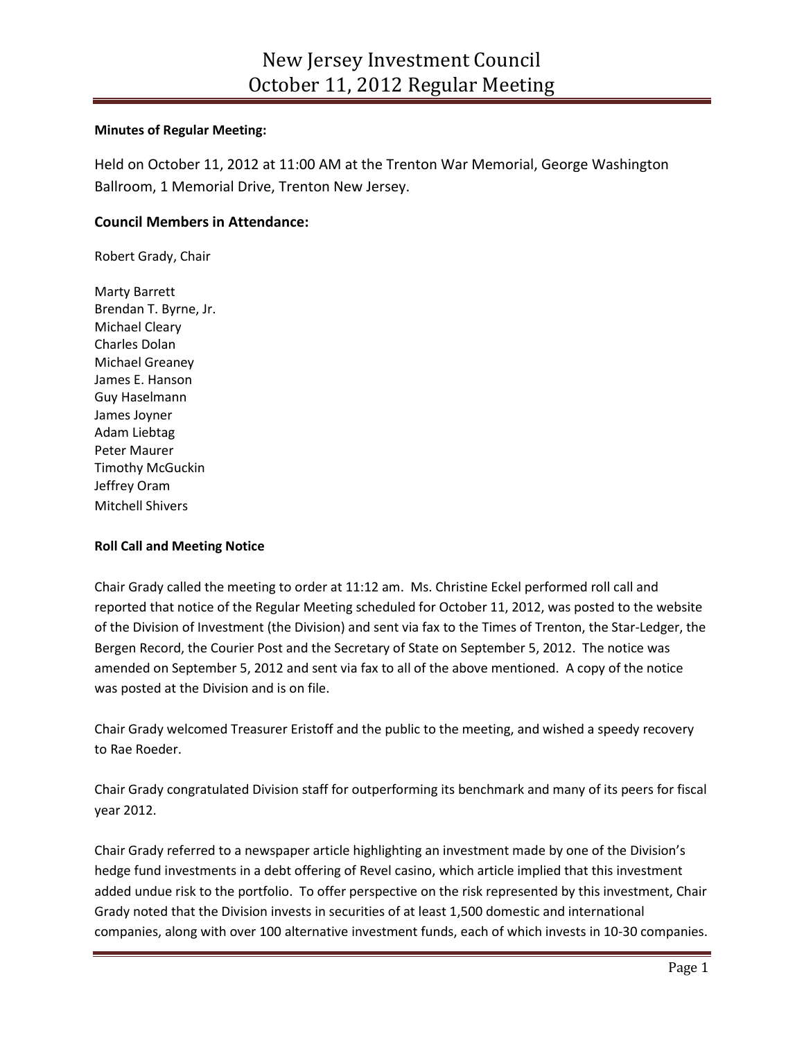# New Jersey Investment Council
# October 11, 2012 Regular Meeting

**Minutes of Regular Meeting:**

Held on October 11, 2012 at 11:00 AM at the Trenton War Memorial, George Washington Ballroom, 1 Memorial Drive, Trenton New Jersey.

### Council Members in Attendance:

Robert Grady, Chair

Marty Barrett
Brendan T. Byrne, Jr.
Michael Cleary
Charles Dolan
Michael Greaney
James E. Hanson
Guy Haselmann
James Joyner
Adam Liebtag
Peter Maurer
Timothy McGuckin
Jeffrey Oram
Mitchell Shivers

**Roll Call and Meeting Notice**

Chair Grady called the meeting to order at 11:12 am. Ms. Christine Eckel performed roll call and reported that notice of the Regular Meeting scheduled for October 11, 2012, was posted to the website of the Division of Investment (the Division) and sent via fax to the Times of Trenton, the Star-Ledger, the Bergen Record, the Courier Post and the Secretary of State on September 5, 2012. The notice was amended on September 5, 2012 and sent via fax to all of the above mentioned. A copy of the notice was posted at the Division and is on file.

Chair Grady welcomed Treasurer Eristoff and the public to the meeting, and wished a speedy recovery to Rae Roeder.

Chair Grady congratulated Division staff for outperforming its benchmark and many of its peers for fiscal year 2012.

Chair Grady referred to a newspaper article highlighting an investment made by one of the Division's hedge fund investments in a debt offering of Revel casino, which article implied that this investment added undue risk to the portfolio. To offer perspective on the risk represented by this investment, Chair Grady noted that the Division invests in securities of at least 1,500 domestic and international companies, along with over 100 alternative investment funds, each of which invests in 10-30 companies.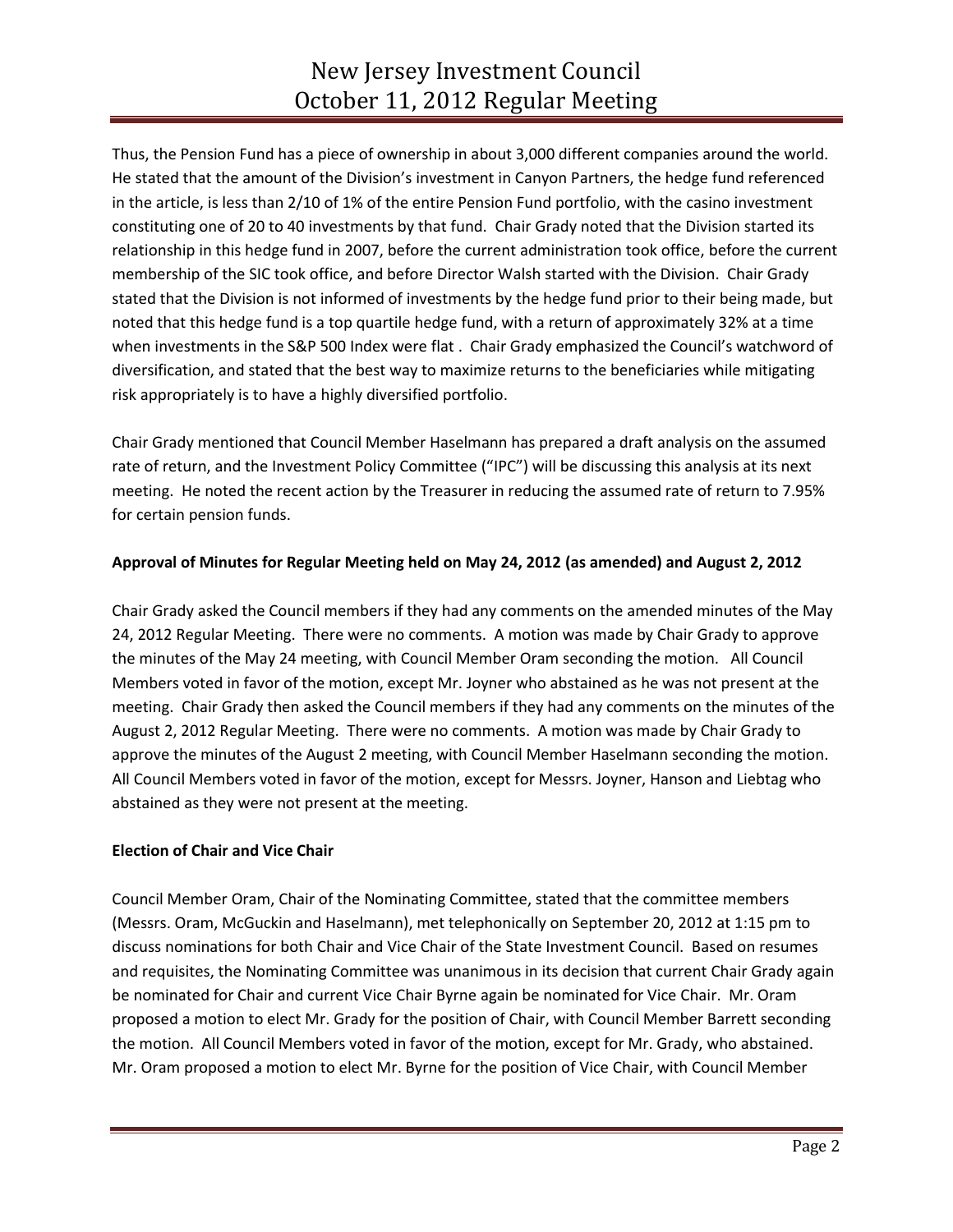Thus, the Pension Fund has a piece of ownership in about 3,000 different companies around the world. He stated that the amount of the Division's investment in Canyon Partners, the hedge fund referenced in the article, is less than 2/10 of 1% of the entire Pension Fund portfolio, with the casino investment constituting one of 20 to 40 investments by that fund. Chair Grady noted that the Division started its relationship in this hedge fund in 2007, before the current administration took office, before the current membership of the SIC took office, and before Director Walsh started with the Division. Chair Grady stated that the Division is not informed of investments by the hedge fund prior to their being made, but noted that this hedge fund is a top quartile hedge fund, with a return of approximately 32% at a time when investments in the S&P 500 Index were flat . Chair Grady emphasized the Council's watchword of diversification, and stated that the best way to maximize returns to the beneficiaries while mitigating risk appropriately is to have a highly diversified portfolio.

Chair Grady mentioned that Council Member Haselmann has prepared a draft analysis on the assumed rate of return, and the Investment Policy Committee ("IPC") will be discussing this analysis at its next meeting. He noted the recent action by the Treasurer in reducing the assumed rate of return to 7.95% for certain pension funds.

**Approval of Minutes for Regular Meeting held on May 24, 2012 (as amended) and August 2, 2012**

Chair Grady asked the Council members if they had any comments on the amended minutes of the May 24, 2012 Regular Meeting. There were no comments. A motion was made by Chair Grady to approve the minutes of the May 24 meeting, with Council Member Oram seconding the motion. All Council Members voted in favor of the motion, except Mr. Joyner who abstained as he was not present at the meeting. Chair Grady then asked the Council members if they had any comments on the minutes of the August 2, 2012 Regular Meeting. There were no comments. A motion was made by Chair Grady to approve the minutes of the August 2 meeting, with Council Member Haselmann seconding the motion. All Council Members voted in favor of the motion, except for Messrs. Joyner, Hanson and Liebtag who abstained as they were not present at the meeting.

**Election of Chair and Vice Chair**

Council Member Oram, Chair of the Nominating Committee, stated that the committee members (Messrs. Oram, McGuckin and Haselmann), met telephonically on September 20, 2012 at 1:15 pm to discuss nominations for both Chair and Vice Chair of the State Investment Council. Based on resumes and requisites, the Nominating Committee was unanimous in its decision that current Chair Grady again be nominated for Chair and current Vice Chair Byrne again be nominated for Vice Chair. Mr. Oram proposed a motion to elect Mr. Grady for the position of Chair, with Council Member Barrett seconding the motion. All Council Members voted in favor of the motion, except for Mr. Grady, who abstained. Mr. Oram proposed a motion to elect Mr. Byrne for the position of Vice Chair, with Council Member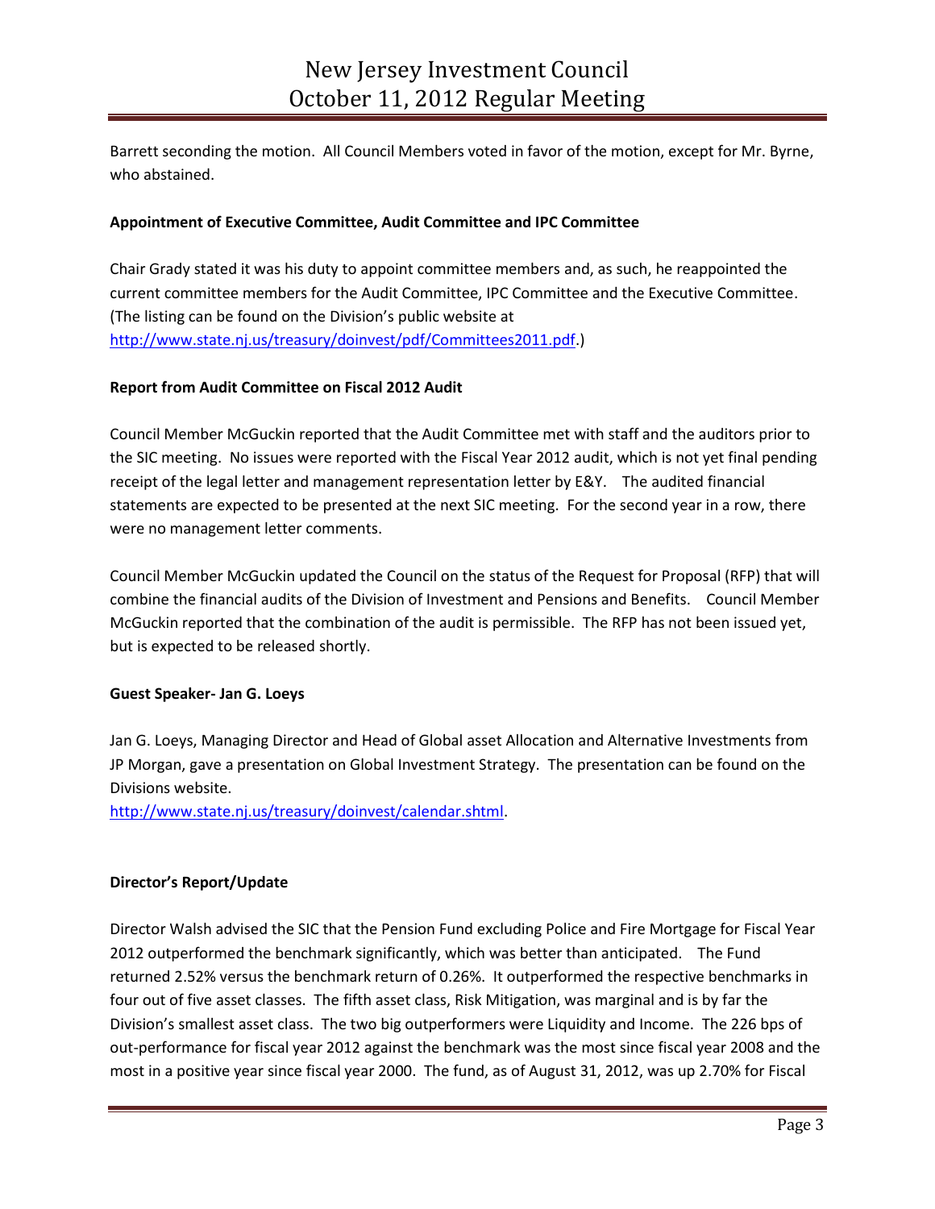Barrett seconding the motion. All Council Members voted in favor of the motion, except for Mr. Byrne, who abstained.

**Appointment of Executive Committee, Audit Committee and IPC Committee**

Chair Grady stated it was his duty to appoint committee members and, as such, he reappointed the current committee members for the Audit Committee, IPC Committee and the Executive Committee. (The listing can be found on the Division's public website at http://www.state.nj.us/treasury/doinvest/pdf/Committees2011.pdf.)

**Report from Audit Committee on Fiscal 2012 Audit**

Council Member McGuckin reported that the Audit Committee met with staff and the auditors prior to the SIC meeting. No issues were reported with the Fiscal Year 2012 audit, which is not yet final pending receipt of the legal letter and management representation letter by E&Y. The audited financial statements are expected to be presented at the next SIC meeting. For the second year in a row, there were no management letter comments.

Council Member McGuckin updated the Council on the status of the Request for Proposal (RFP) that will combine the financial audits of the Division of Investment and Pensions and Benefits. Council Member McGuckin reported that the combination of the audit is permissible. The RFP has not been issued yet, but is expected to be released shortly.

**Guest Speaker- Jan G. Loeys**

Jan G. Loeys, Managing Director and Head of Global asset Allocation and Alternative Investments from JP Morgan, gave a presentation on Global Investment Strategy. The presentation can be found on the Divisions website.
http://www.state.nj.us/treasury/doinvest/calendar.shtml.

**Director's Report/Update**

Director Walsh advised the SIC that the Pension Fund excluding Police and Fire Mortgage for Fiscal Year 2012 outperformed the benchmark significantly, which was better than anticipated. The Fund returned 2.52% versus the benchmark return of 0.26%. It outperformed the respective benchmarks in four out of five asset classes. The fifth asset class, Risk Mitigation, was marginal and is by far the Division's smallest asset class. The two big outperformers were Liquidity and Income. The 226 bps of out-performance for fiscal year 2012 against the benchmark was the most since fiscal year 2008 and the most in a positive year since fiscal year 2000. The fund, as of August 31, 2012, was up 2.70% for Fiscal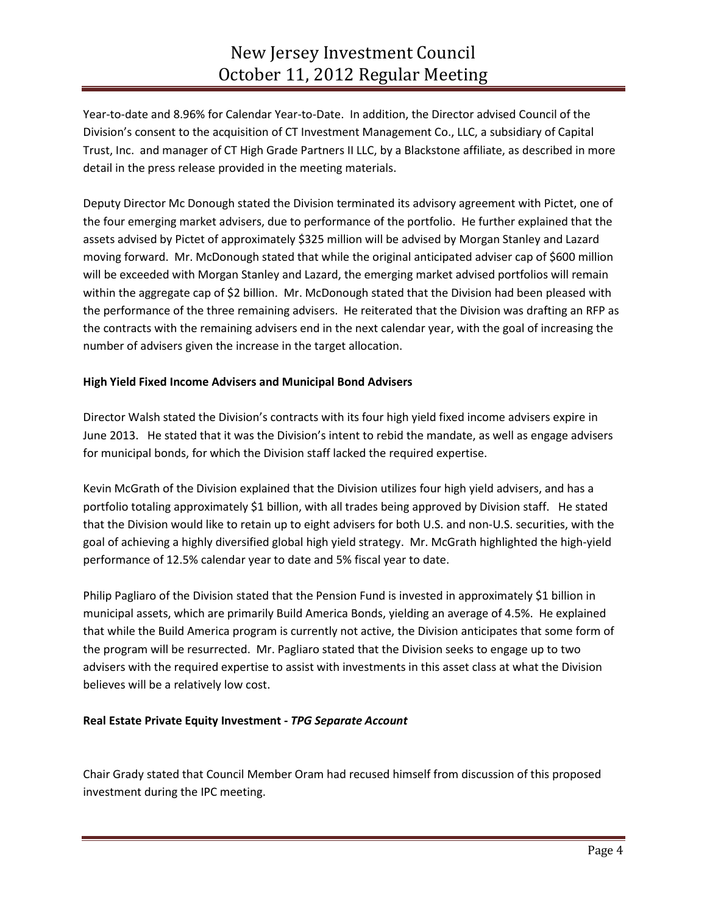Year-to-date and 8.96% for Calendar Year-to-Date. In addition, the Director advised Council of the Division's consent to the acquisition of CT Investment Management Co., LLC, a subsidiary of Capital Trust, Inc. and manager of CT High Grade Partners II LLC, by a Blackstone affiliate, as described in more detail in the press release provided in the meeting materials.

Deputy Director Mc Donough stated the Division terminated its advisory agreement with Pictet, one of the four emerging market advisers, due to performance of the portfolio. He further explained that the assets advised by Pictet of approximately $325 million will be advised by Morgan Stanley and Lazard moving forward. Mr. McDonough stated that while the original anticipated adviser cap of $600 million will be exceeded with Morgan Stanley and Lazard, the emerging market advised portfolios will remain within the aggregate cap of $2 billion. Mr. McDonough stated that the Division had been pleased with the performance of the three remaining advisers. He reiterated that the Division was drafting an RFP as the contracts with the remaining advisers end in the next calendar year, with the goal of increasing the number of advisers given the increase in the target allocation.

**High Yield Fixed Income Advisers and Municipal Bond Advisers**

Director Walsh stated the Division's contracts with its four high yield fixed income advisers expire in June 2013. He stated that it was the Division's intent to rebid the mandate, as well as engage advisers for municipal bonds, for which the Division staff lacked the required expertise.

Kevin McGrath of the Division explained that the Division utilizes four high yield advisers, and has a portfolio totaling approximately $1 billion, with all trades being approved by Division staff. He stated that the Division would like to retain up to eight advisers for both U.S. and non-U.S. securities, with the goal of achieving a highly diversified global high yield strategy. Mr. McGrath highlighted the high-yield performance of 12.5% calendar year to date and 5% fiscal year to date.

Philip Pagliaro of the Division stated that the Pension Fund is invested in approximately $1 billion in municipal assets, which are primarily Build America Bonds, yielding an average of 4.5%. He explained that while the Build America program is currently not active, the Division anticipates that some form of the program will be resurrected. Mr. Pagliaro stated that the Division seeks to engage up to two advisers with the required expertise to assist with investments in this asset class at what the Division believes will be a relatively low cost.

**Real Estate Private Equity Investment - *TPG Separate Account***

Chair Grady stated that Council Member Oram had recused himself from discussion of this proposed investment during the IPC meeting.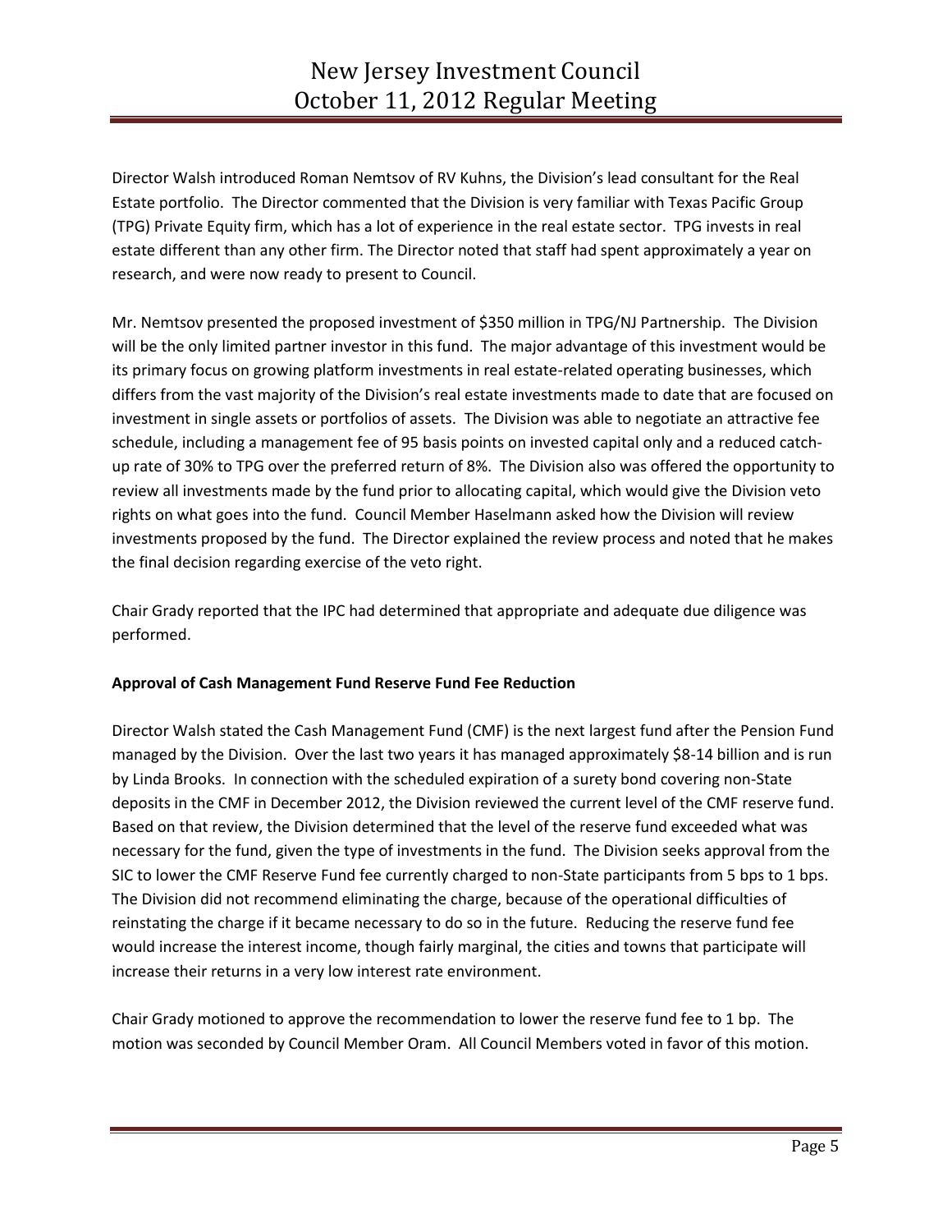Director Walsh introduced Roman Nemtsov of RV Kuhns, the Division's lead consultant for the Real Estate portfolio. The Director commented that the Division is very familiar with Texas Pacific Group (TPG) Private Equity firm, which has a lot of experience in the real estate sector. TPG invests in real estate different than any other firm. The Director noted that staff had spent approximately a year on research, and were now ready to present to Council.

Mr. Nemtsov presented the proposed investment of $350 million in TPG/NJ Partnership. The Division will be the only limited partner investor in this fund. The major advantage of this investment would be its primary focus on growing platform investments in real estate-related operating businesses, which differs from the vast majority of the Division's real estate investments made to date that are focused on investment in single assets or portfolios of assets. The Division was able to negotiate an attractive fee schedule, including a management fee of 95 basis points on invested capital only and a reduced catch-up rate of 30% to TPG over the preferred return of 8%. The Division also was offered the opportunity to review all investments made by the fund prior to allocating capital, which would give the Division veto rights on what goes into the fund. Council Member Haselmann asked how the Division will review investments proposed by the fund. The Director explained the review process and noted that he makes the final decision regarding exercise of the veto right.

Chair Grady reported that the IPC had determined that appropriate and adequate due diligence was performed.

**Approval of Cash Management Fund Reserve Fund Fee Reduction**

Director Walsh stated the Cash Management Fund (CMF) is the next largest fund after the Pension Fund managed by the Division. Over the last two years it has managed approximately $8-14 billion and is run by Linda Brooks. In connection with the scheduled expiration of a surety bond covering non-State deposits in the CMF in December 2012, the Division reviewed the current level of the CMF reserve fund. Based on that review, the Division determined that the level of the reserve fund exceeded what was necessary for the fund, given the type of investments in the fund. The Division seeks approval from the SIC to lower the CMF Reserve Fund fee currently charged to non-State participants from 5 bps to 1 bps. The Division did not recommend eliminating the charge, because of the operational difficulties of reinstating the charge if it became necessary to do so in the future. Reducing the reserve fund fee would increase the interest income, though fairly marginal, the cities and towns that participate will increase their returns in a very low interest rate environment.

Chair Grady motioned to approve the recommendation to lower the reserve fund fee to 1 bp. The motion was seconded by Council Member Oram. All Council Members voted in favor of this motion.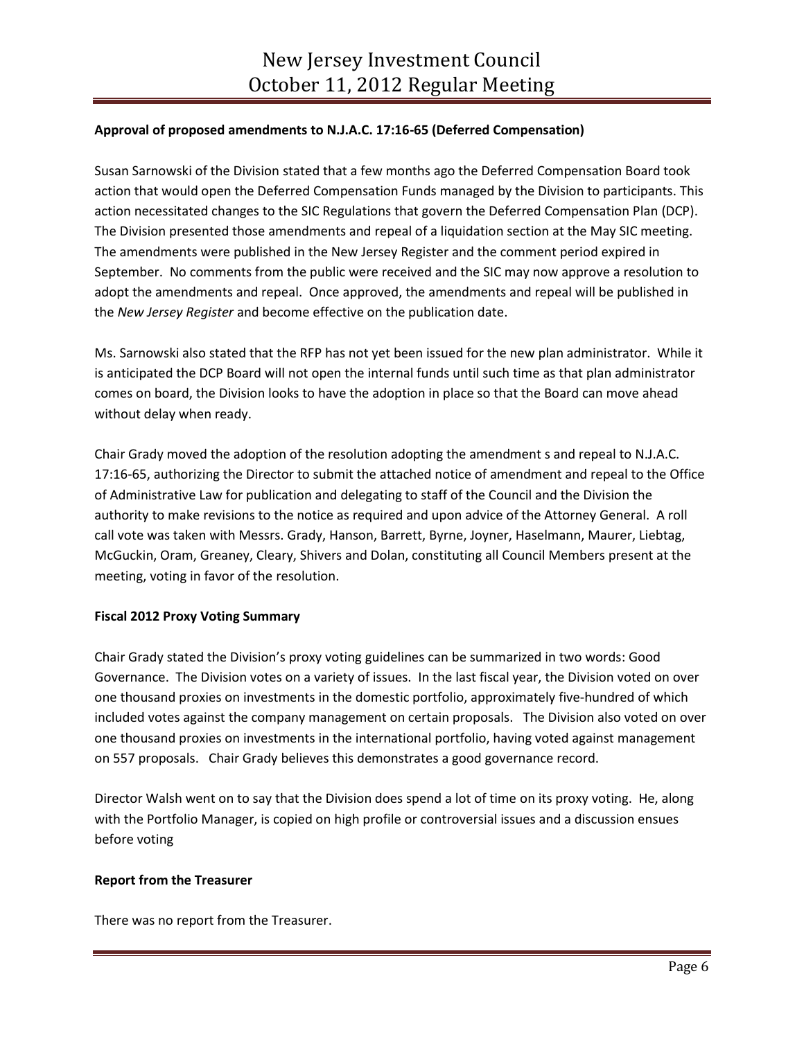**Approval of proposed amendments to N.J.A.C. 17:16-65 (Deferred Compensation)**

Susan Sarnowski of the Division stated that a few months ago the Deferred Compensation Board took action that would open the Deferred Compensation Funds managed by the Division to participants. This action necessitated changes to the SIC Regulations that govern the Deferred Compensation Plan (DCP). The Division presented those amendments and repeal of a liquidation section at the May SIC meeting. The amendments were published in the New Jersey Register and the comment period expired in September. No comments from the public were received and the SIC may now approve a resolution to adopt the amendments and repeal. Once approved, the amendments and repeal will be published in the *New Jersey Register* and become effective on the publication date.

Ms. Sarnowski also stated that the RFP has not yet been issued for the new plan administrator. While it is anticipated the DCP Board will not open the internal funds until such time as that plan administrator comes on board, the Division looks to have the adoption in place so that the Board can move ahead without delay when ready.

Chair Grady moved the adoption of the resolution adopting the amendment s and repeal to N.J.A.C. 17:16-65, authorizing the Director to submit the attached notice of amendment and repeal to the Office of Administrative Law for publication and delegating to staff of the Council and the Division the authority to make revisions to the notice as required and upon advice of the Attorney General. A roll call vote was taken with Messrs. Grady, Hanson, Barrett, Byrne, Joyner, Haselmann, Maurer, Liebtag, McGuckin, Oram, Greaney, Cleary, Shivers and Dolan, constituting all Council Members present at the meeting, voting in favor of the resolution.

**Fiscal 2012 Proxy Voting Summary**

Chair Grady stated the Division's proxy voting guidelines can be summarized in two words: Good Governance. The Division votes on a variety of issues. In the last fiscal year, the Division voted on over one thousand proxies on investments in the domestic portfolio, approximately five-hundred of which included votes against the company management on certain proposals. The Division also voted on over one thousand proxies on investments in the international portfolio, having voted against management on 557 proposals. Chair Grady believes this demonstrates a good governance record.

Director Walsh went on to say that the Division does spend a lot of time on its proxy voting. He, along with the Portfolio Manager, is copied on high profile or controversial issues and a discussion ensues before voting

**Report from the Treasurer**

There was no report from the Treasurer.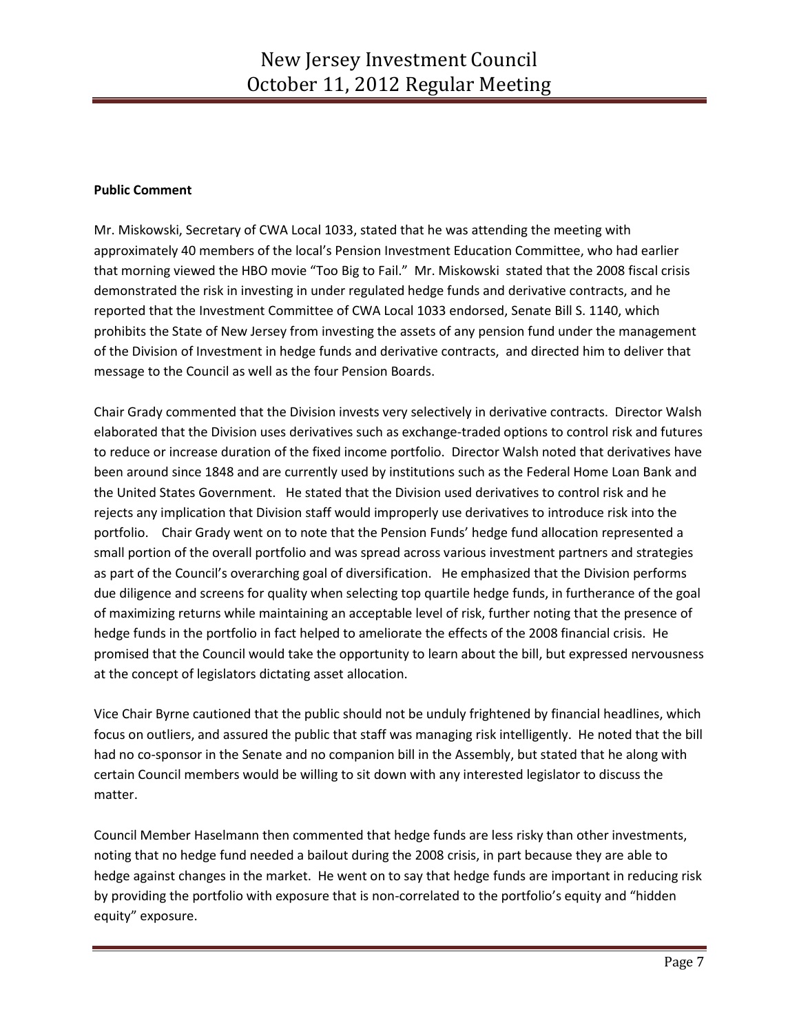**Public Comment**

Mr. Miskowski, Secretary of CWA Local 1033, stated that he was attending the meeting with approximately 40 members of the local's Pension Investment Education Committee, who had earlier that morning viewed the HBO movie "Too Big to Fail." Mr. Miskowski stated that the 2008 fiscal crisis demonstrated the risk in investing in under regulated hedge funds and derivative contracts, and he reported that the Investment Committee of CWA Local 1033 endorsed, Senate Bill S. 1140, which prohibits the State of New Jersey from investing the assets of any pension fund under the management of the Division of Investment in hedge funds and derivative contracts, and directed him to deliver that message to the Council as well as the four Pension Boards.

Chair Grady commented that the Division invests very selectively in derivative contracts. Director Walsh elaborated that the Division uses derivatives such as exchange-traded options to control risk and futures to reduce or increase duration of the fixed income portfolio. Director Walsh noted that derivatives have been around since 1848 and are currently used by institutions such as the Federal Home Loan Bank and the United States Government. He stated that the Division used derivatives to control risk and he rejects any implication that Division staff would improperly use derivatives to introduce risk into the portfolio. Chair Grady went on to note that the Pension Funds' hedge fund allocation represented a small portion of the overall portfolio and was spread across various investment partners and strategies as part of the Council's overarching goal of diversification. He emphasized that the Division performs due diligence and screens for quality when selecting top quartile hedge funds, in furtherance of the goal of maximizing returns while maintaining an acceptable level of risk, further noting that the presence of hedge funds in the portfolio in fact helped to ameliorate the effects of the 2008 financial crisis. He promised that the Council would take the opportunity to learn about the bill, but expressed nervousness at the concept of legislators dictating asset allocation.

Vice Chair Byrne cautioned that the public should not be unduly frightened by financial headlines, which focus on outliers, and assured the public that staff was managing risk intelligently. He noted that the bill had no co-sponsor in the Senate and no companion bill in the Assembly, but stated that he along with certain Council members would be willing to sit down with any interested legislator to discuss the matter.

Council Member Haselmann then commented that hedge funds are less risky than other investments, noting that no hedge fund needed a bailout during the 2008 crisis, in part because they are able to hedge against changes in the market. He went on to say that hedge funds are important in reducing risk by providing the portfolio with exposure that is non-correlated to the portfolio's equity and "hidden equity" exposure.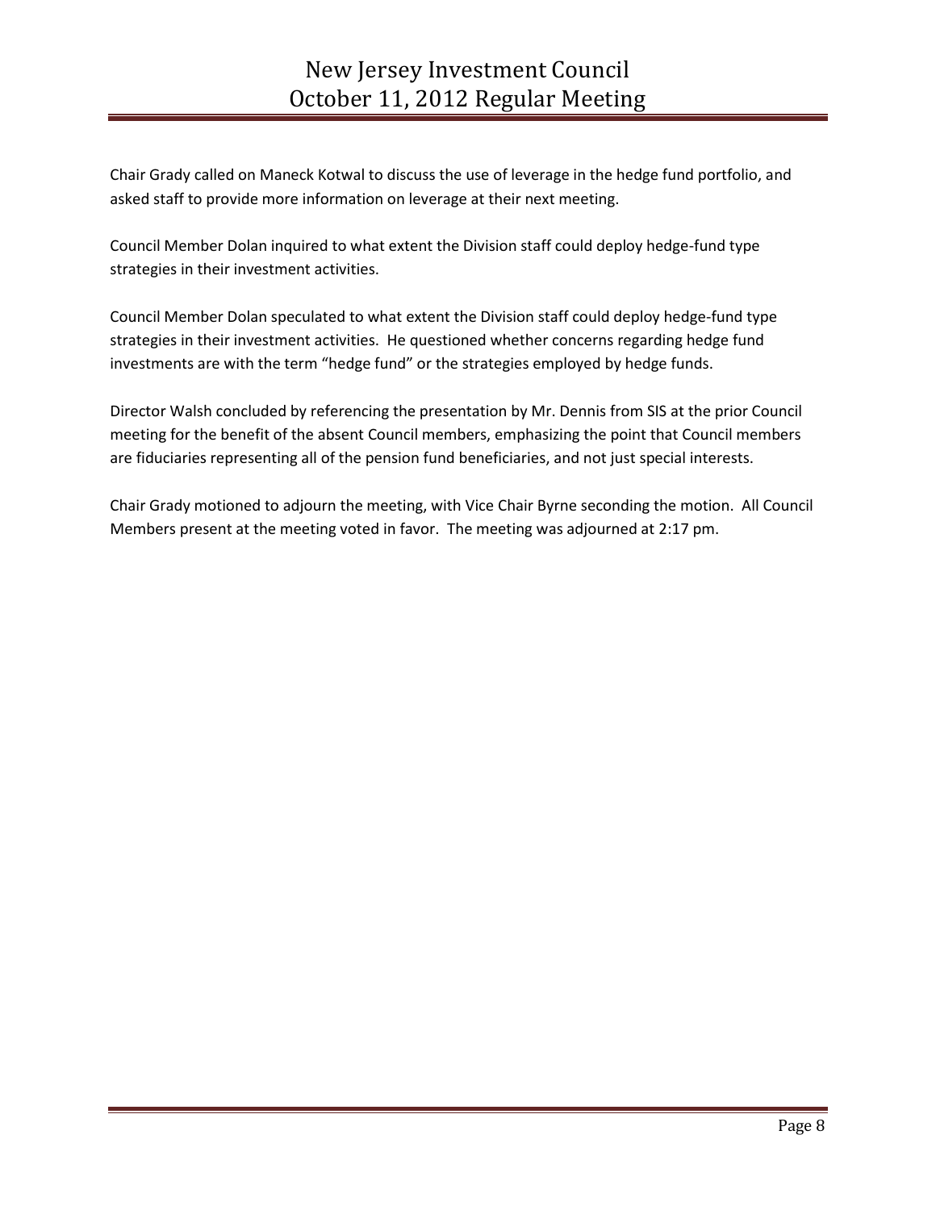Chair Grady called on Maneck Kotwal to discuss the use of leverage in the hedge fund portfolio, and asked staff to provide more information on leverage at their next meeting.

Council Member Dolan inquired to what extent the Division staff could deploy hedge-fund type strategies in their investment activities.

Council Member Dolan speculated to what extent the Division staff could deploy hedge-fund type strategies in their investment activities. He questioned whether concerns regarding hedge fund investments are with the term "hedge fund" or the strategies employed by hedge funds.

Director Walsh concluded by referencing the presentation by Mr. Dennis from SIS at the prior Council meeting for the benefit of the absent Council members, emphasizing the point that Council members are fiduciaries representing all of the pension fund beneficiaries, and not just special interests.

Chair Grady motioned to adjourn the meeting, with Vice Chair Byrne seconding the motion. All Council Members present at the meeting voted in favor. The meeting was adjourned at 2:17 pm.